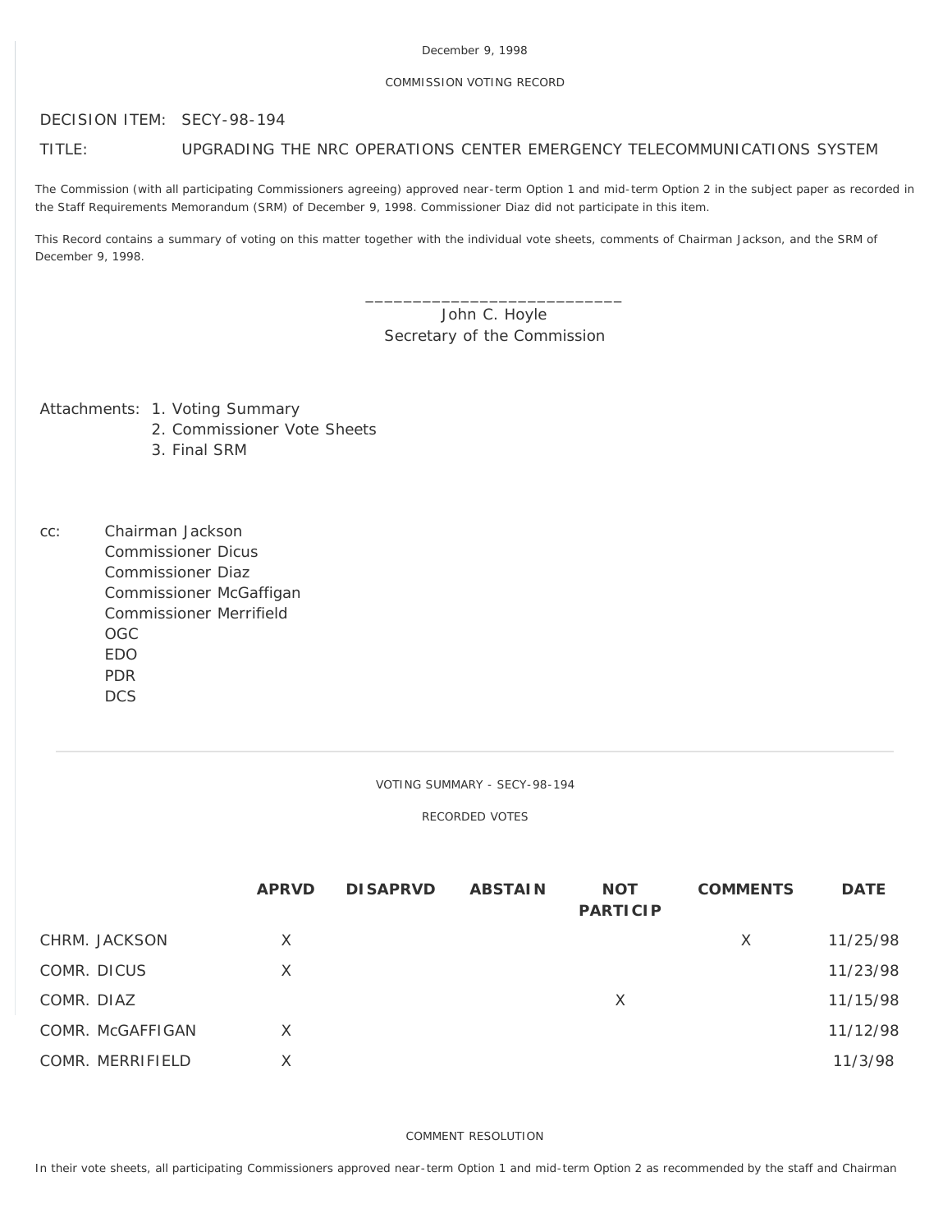December 9, 1998

COMMISSION VOTING RECORD

DECISION ITEM: SECY-98-194

TITLE: UPGRADING THE NRC OPERATIONS CENTER EMERGENCY TELECOMMUNICATIONS SYSTEM

The Commission (with all participating Commissioners agreeing) approved near-term Option 1 and mid-term Option 2 in the subject paper as recorded in the Staff Requirements Memorandum (SRM) of December 9, 1998. Commissioner Diaz did not participate in this item.

This Record contains a summary of voting on this matter together with the individual vote sheets, comments of Chairman Jackson, and the SRM of December 9, 1998.

\_\_\_\_\_\_\_\_\_\_\_\_\_\_\_\_\_\_\_\_\_\_\_\_\_\_\_\_

John C. Hoyle
Secretary of the Commission

Attachments:
1. Voting Summary
2. Commissioner Vote Sheets
3. Final SRM

cc:
Chairman Jackson
Commissioner Dicus
Commissioner Diaz
Commissioner McGaffigan
Commissioner Merrifield
OGC
EDO
PDR
DCS

---

VOTING SUMMARY - SECY-98-194

RECORDED VOTES

| | APRVD | DISAPRVD | ABSTAIN | NOT PARTICIP | COMMENTS | DATE |
|---|---|---|---|---|---|---|
| CHRM. JACKSON | X | | | | X | 11/25/98 |
| COMR. DICUS | X | | | | | 11/23/98 |
| COMR. DIAZ | | | | X | | 11/15/98 |
| COMR. McGAFFIGAN | X | | | | | 11/12/98 |
| COMR. MERRIFIELD | X | | | | | 11/3/98 |

COMMENT RESOLUTION

In their vote sheets, all participating Commissioners approved near-term Option 1 and mid-term Option 2 as recommended by the staff and Chairman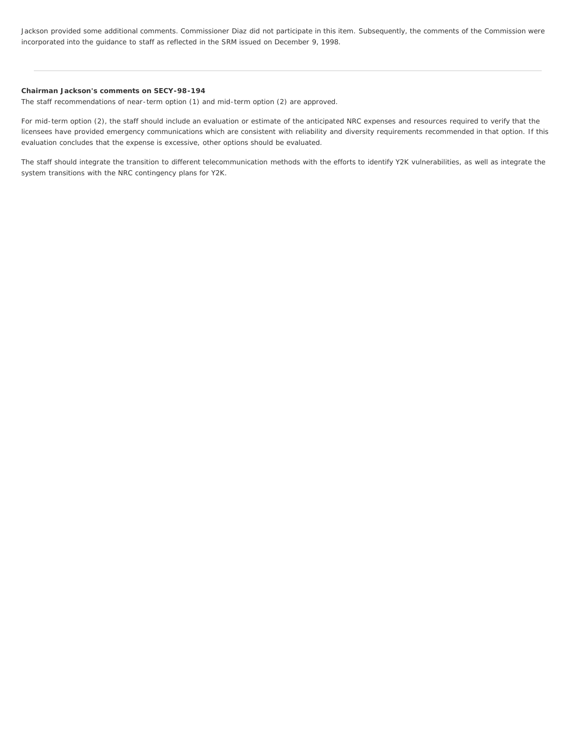Jackson provided some additional comments. Commissioner Diaz did not participate in this item. Subsequently, the comments of the Commission were incorporated into the guidance to staff as reflected in the SRM issued on December 9, 1998.

---

**Chairman Jackson's comments on SECY-98-194**

The staff recommendations of near-term option (1) and mid-term option (2) are approved.

For mid-term option (2), the staff should include an evaluation or estimate of the anticipated NRC expenses and resources required to verify that the licensees have provided emergency communications which are consistent with reliability and diversity requirements recommended in that option. If this evaluation concludes that the expense is excessive, other options should be evaluated.

The staff should integrate the transition to different telecommunication methods with the efforts to identify Y2K vulnerabilities, as well as integrate the system transitions with the NRC contingency plans for Y2K.